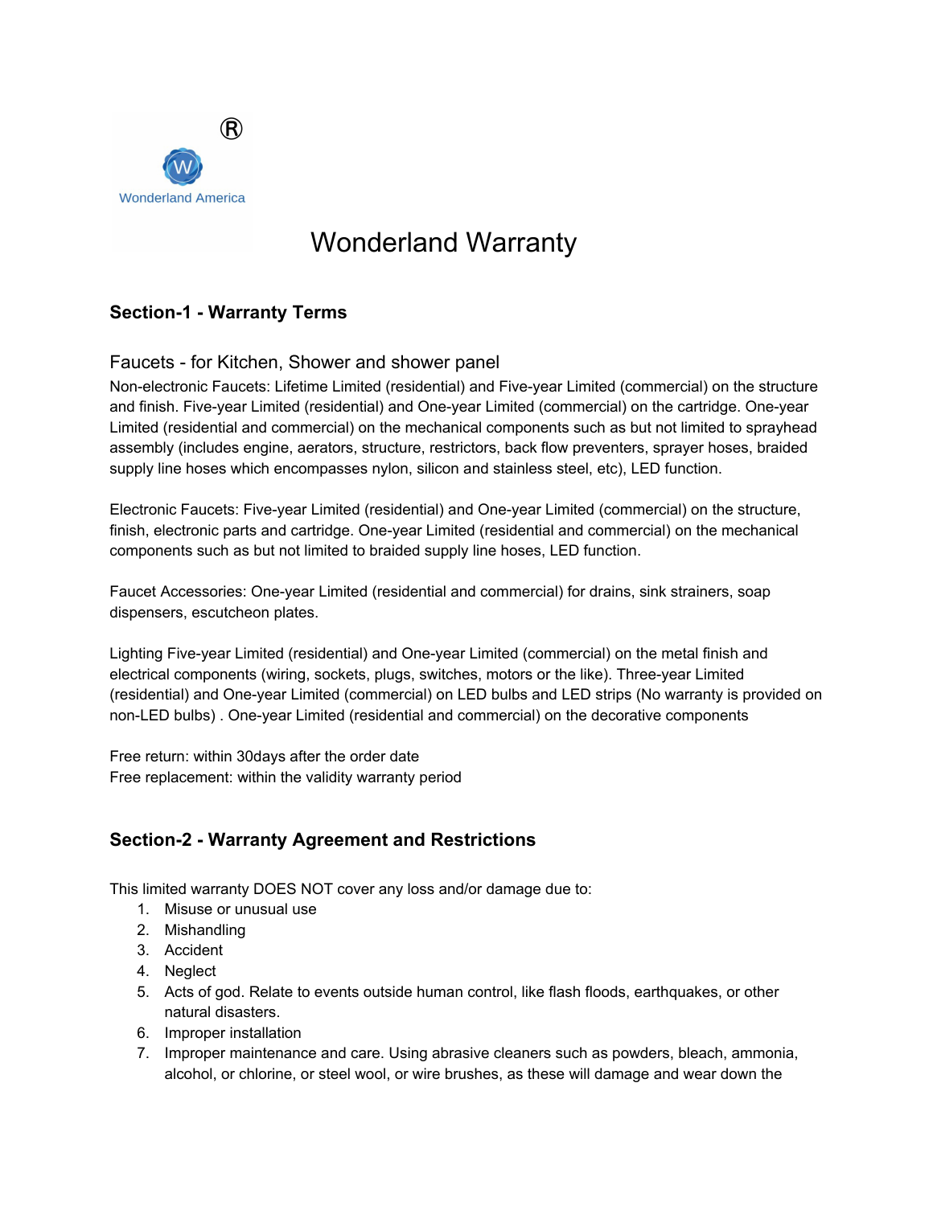®

Wonderland America

# Wonderland Warranty

## Section-1 - Warranty Terms

### Faucets - for Kitchen, Shower and shower panel

Non-electronic Faucets: Lifetime Limited (residential) and Five-year Limited (commercial) on the structure and finish. Five-year Limited (residential) and One-year Limited (commercial) on the cartridge. One-year Limited (residential and commercial) on the mechanical components such as but not limited to sprayhead assembly (includes engine, aerators, structure, restrictors, back flow preventers, sprayer hoses, braided supply line hoses which encompasses nylon, silicon and stainless steel, etc), LED function.

Electronic Faucets: Five-year Limited (residential) and One-year Limited (commercial) on the structure, finish, electronic parts and cartridge. One-year Limited (residential and commercial) on the mechanical components such as but not limited to braided supply line hoses, LED function.

Faucet Accessories: One-year Limited (residential and commercial) for drains, sink strainers, soap dispensers, escutcheon plates.

Lighting Five-year Limited (residential) and One-year Limited (commercial) on the metal finish and electrical components (wiring, sockets, plugs, switches, motors or the like). Three-year Limited (residential) and One-year Limited (commercial) on LED bulbs and LED strips (No warranty is provided on non-LED bulbs) . One-year Limited (residential and commercial) on the decorative components

Free return: within 30days after the order date
Free replacement: within the validity warranty period

## Section-2 - Warranty Agreement and Restrictions

This limited warranty DOES NOT cover any loss and/or damage due to:

1. Misuse or unusual use
2. Mishandling
3. Accident
4. Neglect
5. Acts of god. Relate to events outside human control, like flash floods, earthquakes, or other natural disasters.
6. Improper installation
7. Improper maintenance and care. Using abrasive cleaners such as powders, bleach, ammonia, alcohol, or chlorine, or steel wool, or wire brushes, as these will damage and wear down the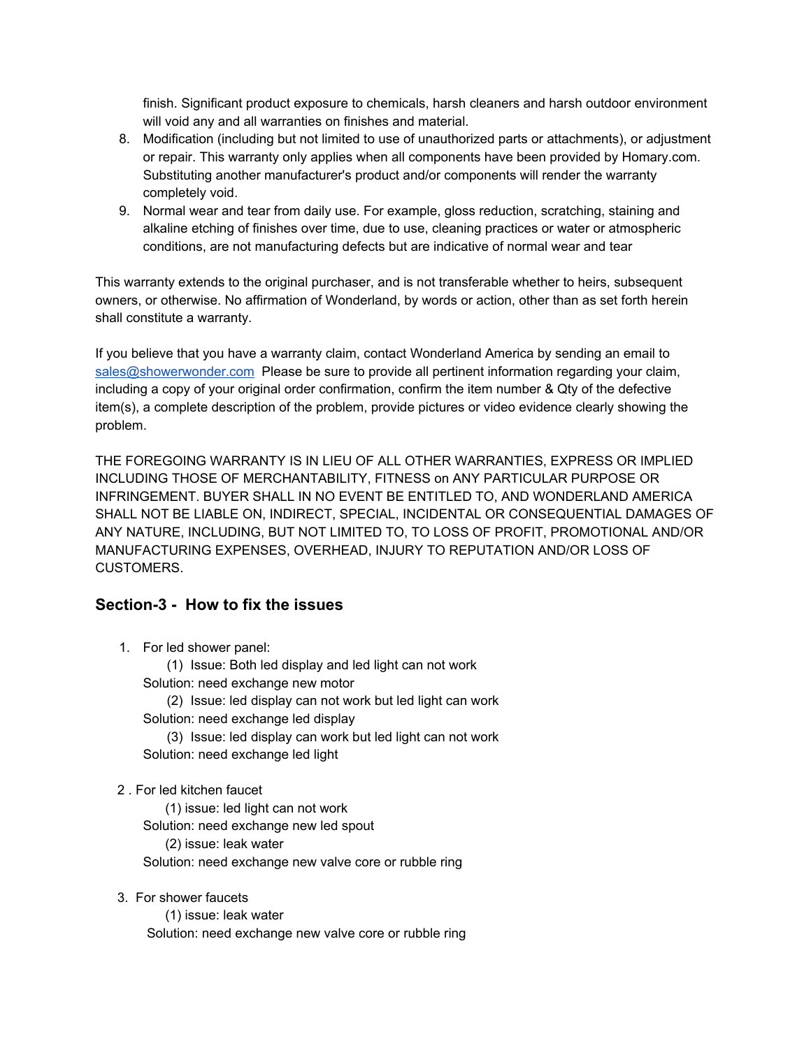finish. Significant product exposure to chemicals, harsh cleaners and harsh outdoor environment will void any and all warranties on finishes and material.

8. Modification (including but not limited to use of unauthorized parts or attachments), or adjustment or repair. This warranty only applies when all components have been provided by Homary.com. Substituting another manufacturer's product and/or components will render the warranty completely void.
9. Normal wear and tear from daily use. For example, gloss reduction, scratching, staining and alkaline etching of finishes over time, due to use, cleaning practices or water or atmospheric conditions, are not manufacturing defects but are indicative of normal wear and tear

This warranty extends to the original purchaser, and is not transferable whether to heirs, subsequent owners, or otherwise. No affirmation of Wonderland, by words or action, other than as set forth herein shall constitute a warranty.

If you believe that you have a warranty claim, contact Wonderland America by sending an email to sales@showerwonder.com Please be sure to provide all pertinent information regarding your claim, including a copy of your original order confirmation, confirm the item number & Qty of the defective item(s), a complete description of the problem, provide pictures or video evidence clearly showing the problem.

THE FOREGOING WARRANTY IS IN LIEU OF ALL OTHER WARRANTIES, EXPRESS OR IMPLIED INCLUDING THOSE OF MERCHANTABILITY, FITNESS on ANY PARTICULAR PURPOSE OR INFRINGEMENT. BUYER SHALL IN NO EVENT BE ENTITLED TO, AND WONDERLAND AMERICA SHALL NOT BE LIABLE ON, INDIRECT, SPECIAL, INCIDENTAL OR CONSEQUENTIAL DAMAGES OF ANY NATURE, INCLUDING, BUT NOT LIMITED TO, TO LOSS OF PROFIT, PROMOTIONAL AND/OR MANUFACTURING EXPENSES, OVERHEAD, INJURY TO REPUTATION AND/OR LOSS OF CUSTOMERS.

## Section-3 - How to fix the issues

1. For led shower panel:
   (1) Issue: Both led display and led light can not work
   Solution: need exchange new motor
   (2) Issue: led display can not work but led light can work
   Solution: need exchange led display
   (3) Issue: led display can work but led light can not work
   Solution: need exchange led light

2. For led kitchen faucet
   (1) issue: led light can not work
   Solution: need exchange new led spout
   (2) issue: leak water
   Solution: need exchange new valve core or rubble ring

3. For shower faucets
   (1) issue: leak water
   Solution: need exchange new valve core or rubble ring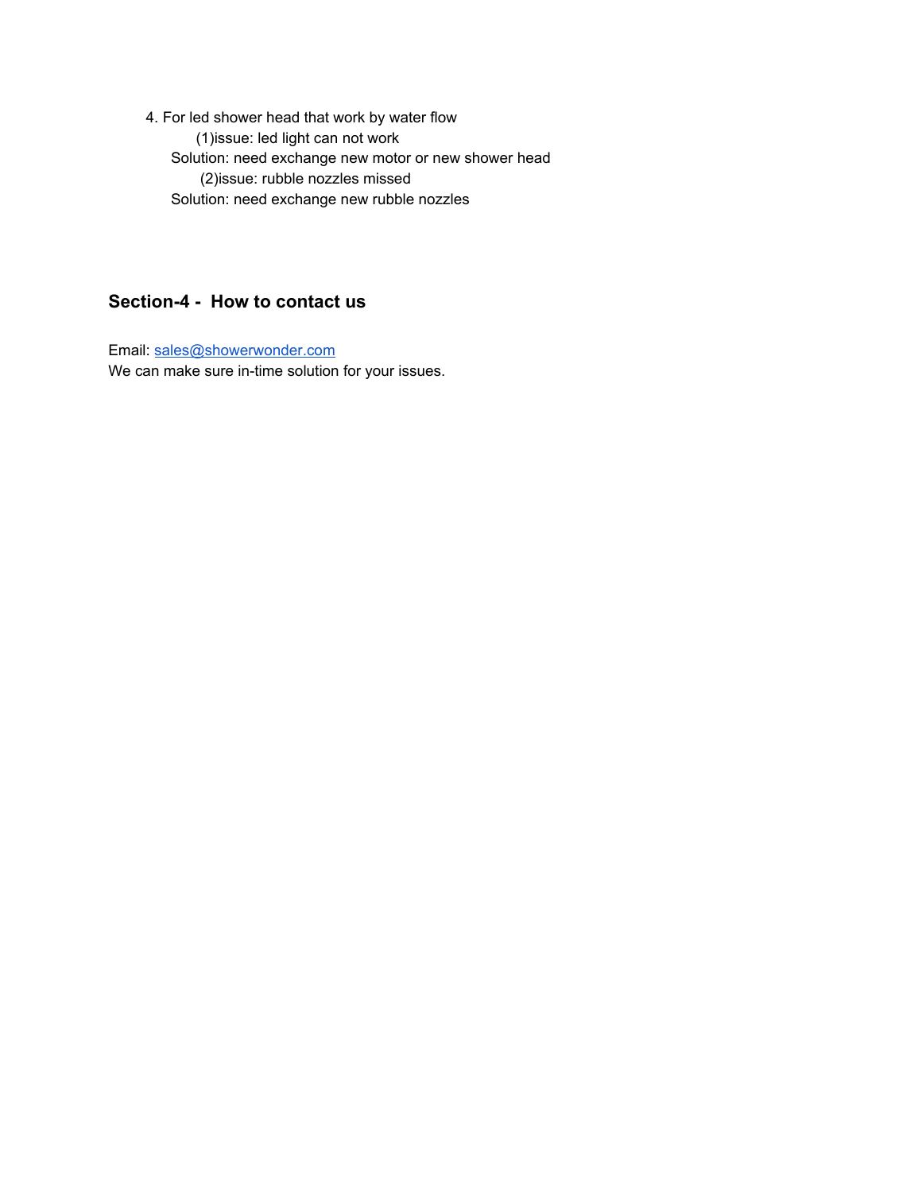4. For led shower head that work by water flow
   (1)issue: led light can not work
   Solution: need exchange new motor or new shower head
   (2)issue: rubble nozzles missed
   Solution: need exchange new rubble nozzles

## Section-4 - How to contact us

Email: sales@showerwonder.com
We can make sure in-time solution for your issues.